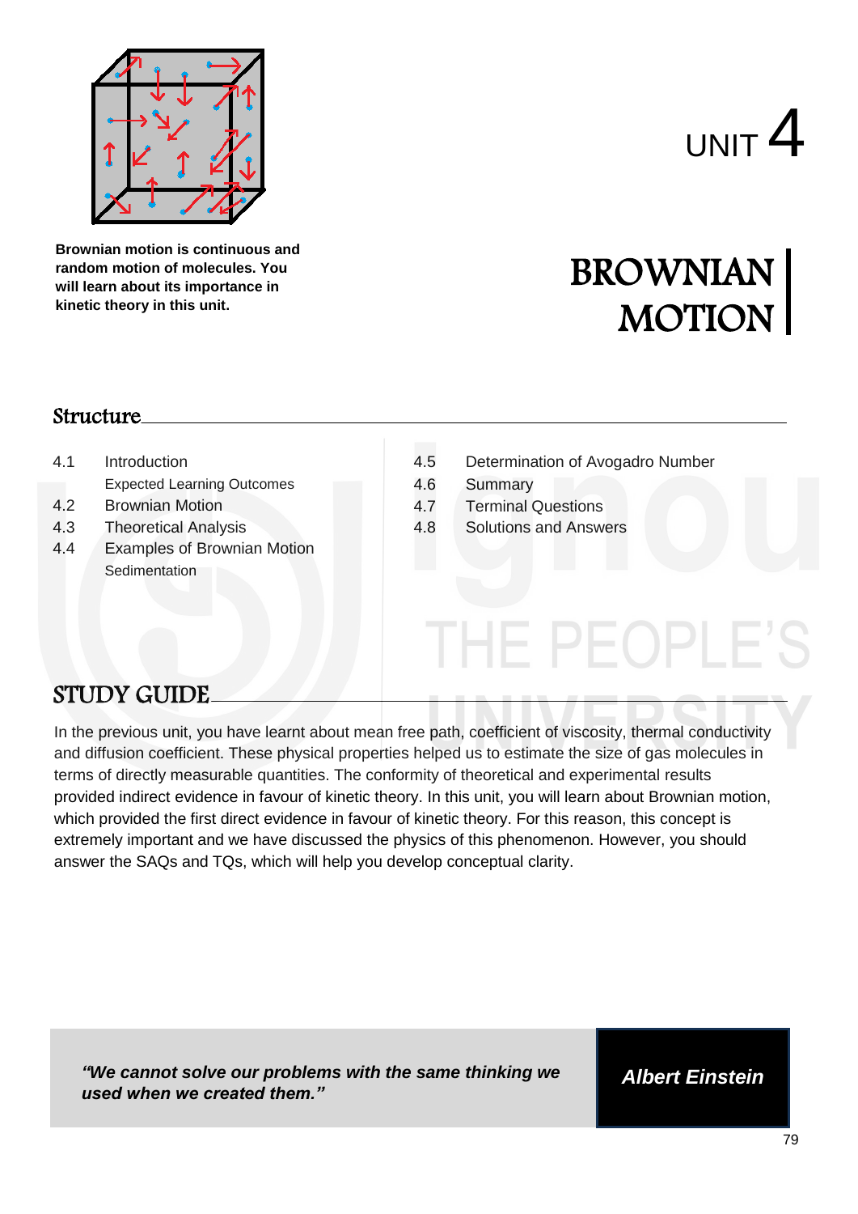**Brownian motion is continuous and random motion of molecules. You will learn about its importance in kinetic theory in this unit.**

# UNIT 4

# BROWNIAN MOTION

## Structure

4.1 Introduction
 Expected Learning Outcomes
4.2 Brownian Motion
4.3 Theoretical Analysis
4.4 Examples of Brownian Motion
 Sedimentation
4.5 Determination of Avogadro Number
4.6 Summary
4.7 Terminal Questions
4.8 Solutions and Answers

## STUDY GUIDE

In the previous unit, you have learnt about mean free path, coefficient of viscosity, thermal conductivity and diffusion coefficient. These physical properties helped us to estimate the size of gas molecules in terms of directly measurable quantities. The conformity of theoretical and experimental results provided indirect evidence in favour of kinetic theory. In this unit, you will learn about Brownian motion, which provided the first direct evidence in favour of kinetic theory. For this reason, this concept is extremely important and we have discussed the physics of this phenomenon. However, you should answer the SAQs and TQs, which will help you develop conceptual clarity.

> ***"We cannot solve our problems with the same thinking we used when we created them."***
>
> ***Albert Einstein***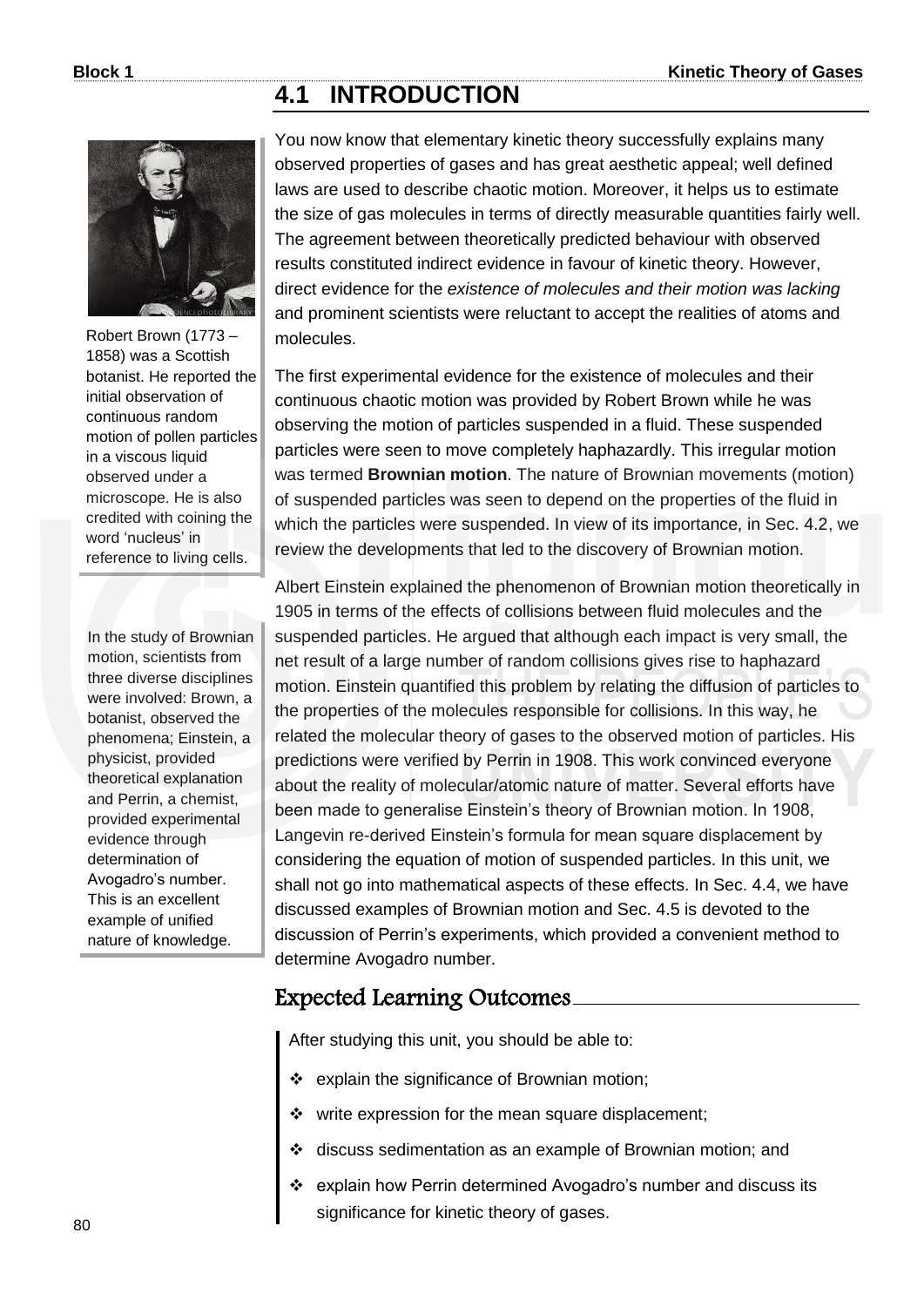## 4.1 INTRODUCTION

Robert Brown (1773 – 1858) was a Scottish botanist. He reported the initial observation of continuous random motion of pollen particles in a viscous liquid observed under a microscope. He is also credited with coining the word 'nucleus' in reference to living cells.

You now know that elementary kinetic theory successfully explains many observed properties of gases and has great aesthetic appeal; well defined laws are used to describe chaotic motion. Moreover, it helps us to estimate the size of gas molecules in terms of directly measurable quantities fairly well. The agreement between theoretically predicted behaviour with observed results constituted indirect evidence in favour of kinetic theory. However, direct evidence for the *existence of molecules and their motion was lacking* and prominent scientists were reluctant to accept the realities of atoms and molecules.

The first experimental evidence for the existence of molecules and their continuous chaotic motion was provided by Robert Brown while he was observing the motion of particles suspended in a fluid. These suspended particles were seen to move completely haphazardly. This irregular motion was termed **Brownian motion**. The nature of Brownian movements (motion) of suspended particles was seen to depend on the properties of the fluid in which the particles were suspended. In view of its importance, in Sec. 4.2, we review the developments that led to the discovery of Brownian motion.

In the study of Brownian motion, scientists from three diverse disciplines were involved: Brown, a botanist, observed the phenomena; Einstein, a physicist, provided theoretical explanation and Perrin, a chemist, provided experimental evidence through determination of Avogadro's number. This is an excellent example of unified nature of knowledge.

Albert Einstein explained the phenomenon of Brownian motion theoretically in 1905 in terms of the effects of collisions between fluid molecules and the suspended particles. He argued that although each impact is very small, the net result of a large number of random collisions gives rise to haphazard motion. Einstein quantified this problem by relating the diffusion of particles to the properties of the molecules responsible for collisions. In this way, he related the molecular theory of gases to the observed motion of particles. His predictions were verified by Perrin in 1908. This work convinced everyone about the reality of molecular/atomic nature of matter. Several efforts have been made to generalise Einstein's theory of Brownian motion. In 1908, Langevin re-derived Einstein's formula for mean square displacement by considering the equation of motion of suspended particles. In this unit, we shall not go into mathematical aspects of these effects. In Sec. 4.4, we have discussed examples of Brownian motion and Sec. 4.5 is devoted to the discussion of Perrin's experiments, which provided a convenient method to determine Avogadro number.

### Expected Learning Outcomes

After studying this unit, you should be able to:

- explain the significance of Brownian motion;
- write expression for the mean square displacement;
- discuss sedimentation as an example of Brownian motion; and
- explain how Perrin determined Avogadro's number and discuss its significance for kinetic theory of gases.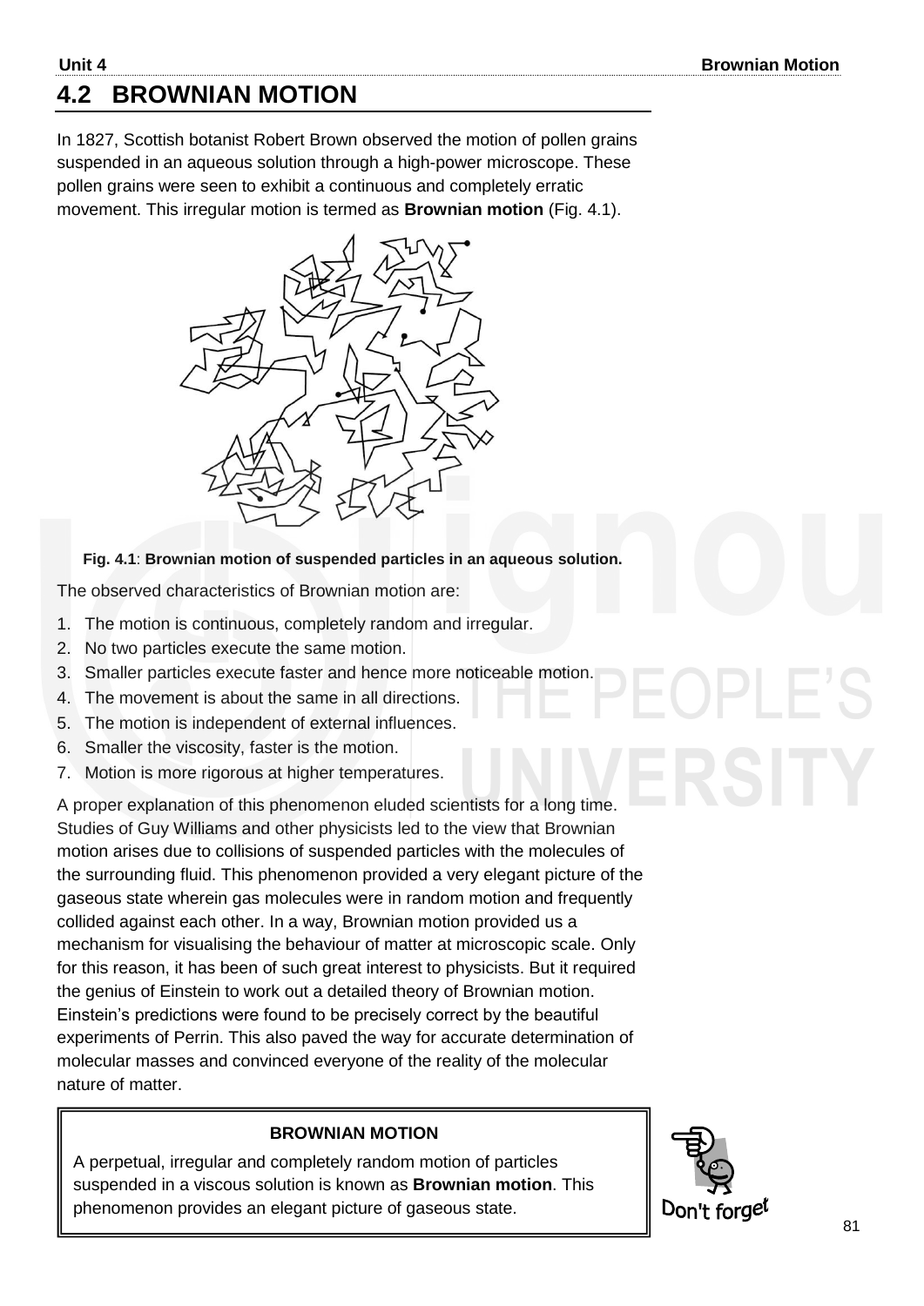## 4.2 BROWNIAN MOTION

In 1827, Scottish botanist Robert Brown observed the motion of pollen grains suspended in an aqueous solution through a high-power microscope. These pollen grains were seen to exhibit a continuous and completely erratic movement. This irregular motion is termed as **Brownian motion** (Fig. 4.1).

**Fig. 4.1**: **Brownian motion of suspended particles in an aqueous solution.**

The observed characteristics of Brownian motion are:

1. The motion is continuous, completely random and irregular.
2. No two particles execute the same motion.
3. Smaller particles execute faster and hence more noticeable motion.
4. The movement is about the same in all directions.
5. The motion is independent of external influences.
6. Smaller the viscosity, faster is the motion.
7. Motion is more rigorous at higher temperatures.

A proper explanation of this phenomenon eluded scientists for a long time. Studies of Guy Williams and other physicists led to the view that Brownian motion arises due to collisions of suspended particles with the molecules of the surrounding fluid. This phenomenon provided a very elegant picture of the gaseous state wherein gas molecules were in random motion and frequently collided against each other. In a way, Brownian motion provided us a mechanism for visualising the behaviour of matter at microscopic scale. Only for this reason, it has been of such great interest to physicists. But it required the genius of Einstein to work out a detailed theory of Brownian motion. Einstein's predictions were found to be precisely correct by the beautiful experiments of Perrin. This also paved the way for accurate determination of molecular masses and convinced everyone of the reality of the molecular nature of matter.

**BROWNIAN MOTION**

A perpetual, irregular and completely random motion of particles suspended in a viscous solution is known as **Brownian motion**. This phenomenon provides an elegant picture of gaseous state.

Don't forget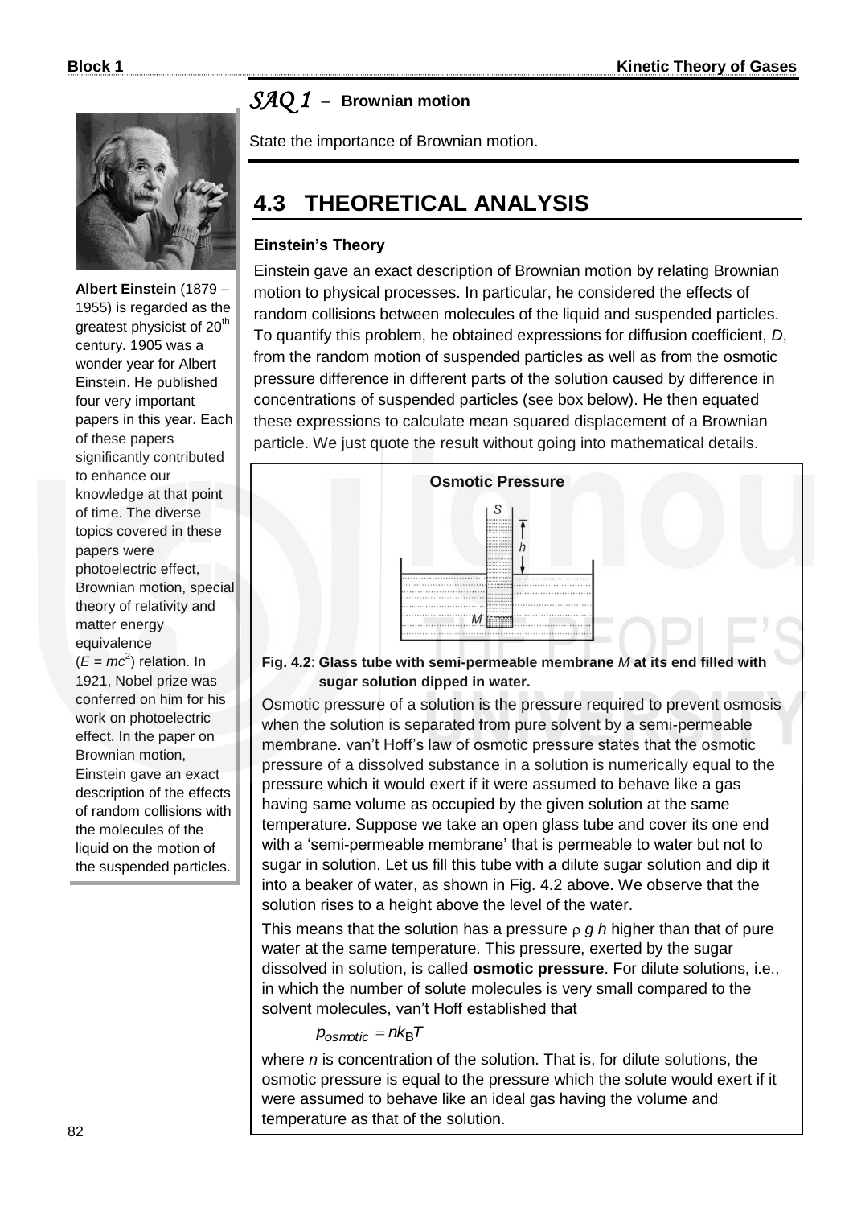## *SAQ 1* – Brownian motion

State the importance of Brownian motion.

## 4.3 THEORETICAL ANALYSIS

### Einstein's Theory

Einstein gave an exact description of Brownian motion by relating Brownian motion to physical processes. In particular, he considered the effects of random collisions between molecules of the liquid and suspended particles. To quantify this problem, he obtained expressions for diffusion coefficient, *D*, from the random motion of suspended particles as well as from the osmotic pressure difference in different parts of the solution caused by difference in concentrations of suspended particles (see box below). He then equated these expressions to calculate mean squared displacement of a Brownian particle. We just quote the result without going into mathematical details.

**Albert Einstein** (1879 – 1955) is regarded as the greatest physicist of 20[th] century. 1905 was a wonder year for Albert Einstein. He published four very important papers in this year. Each of these papers significantly contributed to enhance our knowledge at that point of time. The diverse topics covered in these papers were photoelectric effect, Brownian motion, special theory of relativity and matter energy equivalence ($E = mc^2$) relation. In 1921, Nobel prize was conferred on him for his work on photoelectric effect. In the paper on Brownian motion, Einstein gave an exact description of the effects of random collisions with the molecules of the liquid on the motion of the suspended particles.

### Osmotic Pressure

**Fig. 4.2**: **Glass tube with semi-permeable membrane *M* at its end filled with sugar solution dipped in water.**

Osmotic pressure of a solution is the pressure required to prevent osmosis when the solution is separated from pure solvent by a semi-permeable membrane. van't Hoff's law of osmotic pressure states that the osmotic pressure of a dissolved substance in a solution is numerically equal to the pressure which it would exert if it were assumed to behave like a gas having same volume as occupied by the given solution at the same temperature. Suppose we take an open glass tube and cover its one end with a 'semi-permeable membrane' that is permeable to water but not to sugar in solution. Let us fill this tube with a dilute sugar solution and dip it into a beaker of water, as shown in Fig. 4.2 above. We observe that the solution rises to a height above the level of the water.

This means that the solution has a pressure $\rho g h$ higher than that of pure water at the same temperature. This pressure, exerted by the sugar dissolved in solution, is called **osmotic pressure**. For dilute solutions, i.e., in which the number of solute molecules is very small compared to the solvent molecules, van't Hoff established that

$$p_{osmotic} = nk_B T$$

where *n* is concentration of the solution. That is, for dilute solutions, the osmotic pressure is equal to the pressure which the solute would exert if it were assumed to behave like an ideal gas having the volume and temperature as that of the solution.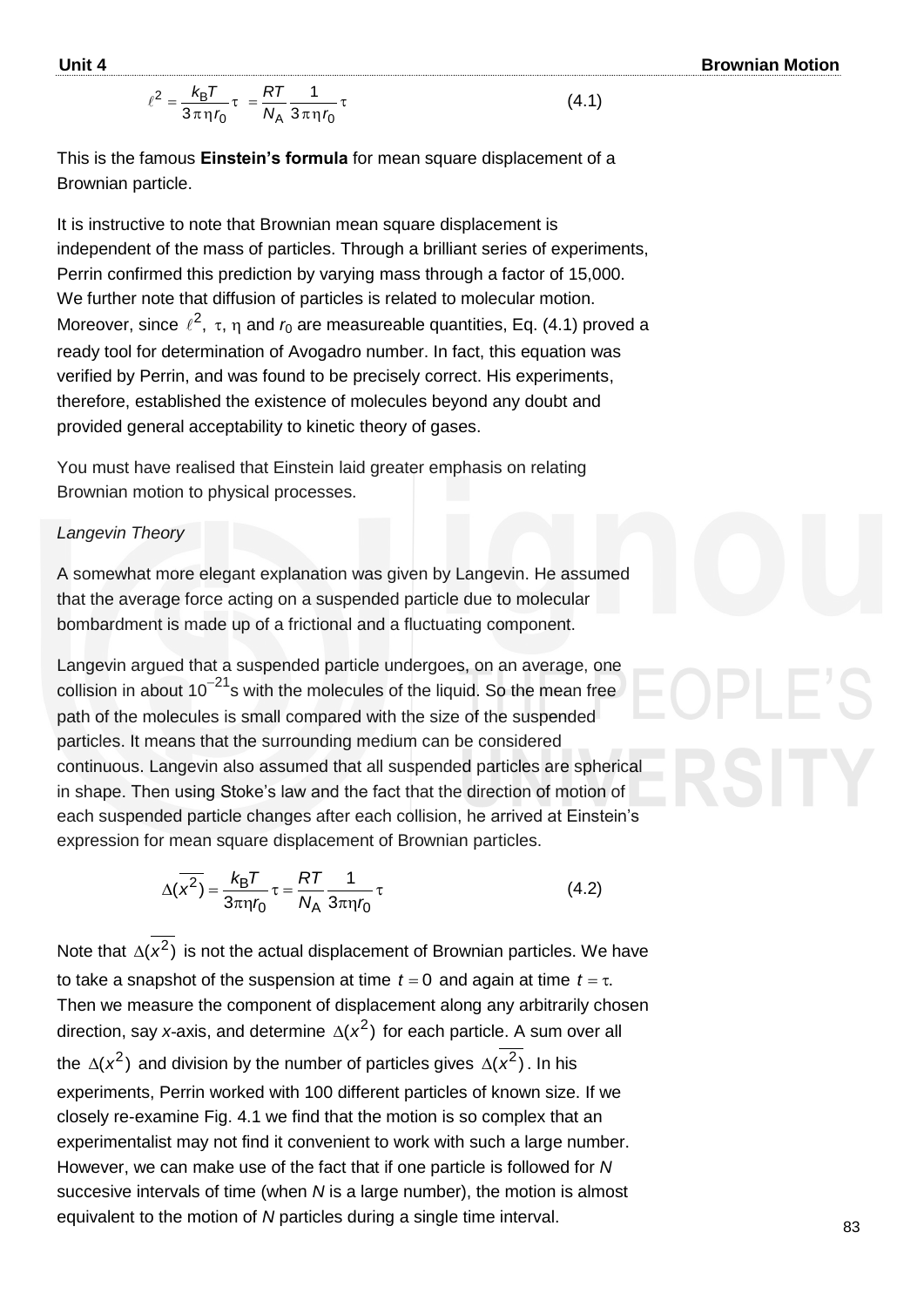$$\ell^2 = \frac{k_B T}{3\pi\eta r_0}\tau = \frac{RT}{N_A}\frac{1}{3\pi\eta r_0}\tau \tag{4.1}$$

This is the famous **Einstein's formula** for mean square displacement of a Brownian particle.

It is instructive to note that Brownian mean square displacement is independent of the mass of particles. Through a brilliant series of experiments, Perrin confirmed this prediction by varying mass through a factor of 15,000. We further note that diffusion of particles is related to molecular motion. Moreover, since $\ell^2$, $\tau$, $\eta$ and $r_0$ are measureable quantities, Eq. (4.1) proved a ready tool for determination of Avogadro number. In fact, this equation was verified by Perrin, and was found to be precisely correct. His experiments, therefore, established the existence of molecules beyond any doubt and provided general acceptability to kinetic theory of gases.

You must have realised that Einstein laid greater emphasis on relating Brownian motion to physical processes.

*Langevin Theory*

A somewhat more elegant explanation was given by Langevin. He assumed that the average force acting on a suspended particle due to molecular bombardment is made up of a frictional and a fluctuating component.

Langevin argued that a suspended particle undergoes, on an average, one collision in about $10^{-21}$s with the molecules of the liquid. So the mean free path of the molecules is small compared with the size of the suspended particles. It means that the surrounding medium can be considered continuous. Langevin also assumed that all suspended particles are spherical in shape. Then using Stoke's law and the fact that the direction of motion of each suspended particle changes after each collision, he arrived at Einstein's expression for mean square displacement of Brownian particles.

$$\Delta(\overline{x^2}) = \frac{k_B T}{3\pi\eta r_0}\tau = \frac{RT}{N_A}\frac{1}{3\pi\eta r_0}\tau \tag{4.2}$$

Note that $\Delta(\overline{x^2})$ is not the actual displacement of Brownian particles. We have to take a snapshot of the suspension at time $t = 0$ and again at time $t = \tau$. Then we measure the component of displacement along any arbitrarily chosen direction, say $x$-axis, and determine $\Delta(x^2)$ for each particle. A sum over all the $\Delta(x^2)$ and division by the number of particles gives $\Delta(\overline{x^2})$. In his experiments, Perrin worked with 100 different particles of known size. If we closely re-examine Fig. 4.1 we find that the motion is so complex that an experimentalist may not find it convenient to work with such a large number. However, we can make use of the fact that if one particle is followed for $N$ succesive intervals of time (when $N$ is a large number), the motion is almost equivalent to the motion of $N$ particles during a single time interval.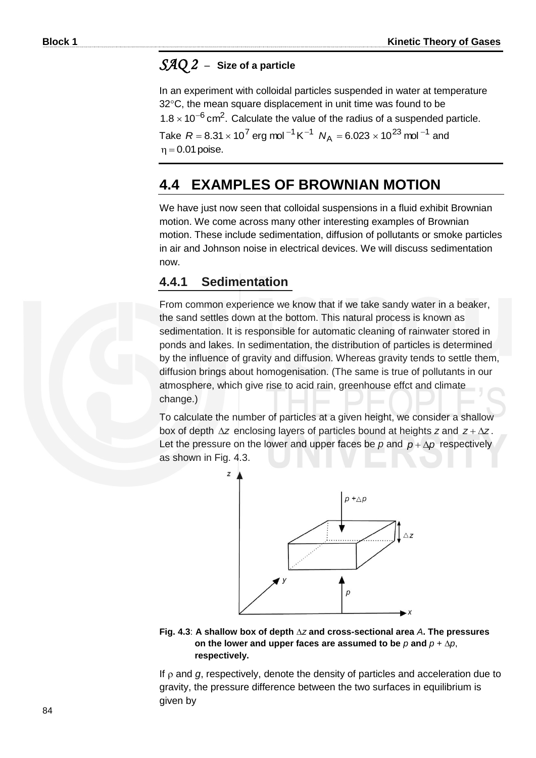*SAQ 2* – **Size of a particle**

In an experiment with colloidal particles suspended in water at temperature 32°C, the mean square displacement in unit time was found to be $1.8 \times 10^{-6}\ \text{cm}^2$. Calculate the value of the radius of a suspended particle. Take $R = 8.31 \times 10^7$ erg mol$^{-1}$K$^{-1}$ $N_A = 6.023 \times 10^{23}$ mol$^{-1}$ and $\eta = 0.01$ poise.

## 4.4 EXAMPLES OF BROWNIAN MOTION

We have just now seen that colloidal suspensions in a fluid exhibit Brownian motion. We come across many other interesting examples of Brownian motion. These include sedimentation, diffusion of pollutants or smoke particles in air and Johnson noise in electrical devices. We will discuss sedimentation now.

### 4.4.1 Sedimentation

From common experience we know that if we take sandy water in a beaker, the sand settles down at the bottom. This natural process is known as sedimentation. It is responsible for automatic cleaning of rainwater stored in ponds and lakes. In sedimentation, the distribution of particles is determined by the influence of gravity and diffusion. Whereas gravity tends to settle them, diffusion brings about homogenisation. (The same is true of pollutants in our atmosphere, which give rise to acid rain, greenhouse effct and climate change.)

To calculate the number of particles at a given height, we consider a shallow box of depth $\Delta z$ enclosing layers of particles bound at heights $z$ and $z + \Delta z$. Let the pressure on the lower and upper faces be $p$ and $p + \Delta p$ respectively as shown in Fig. 4.3.

**Fig. 4.3**: **A shallow box of depth $\Delta z$ and cross-sectional area $A$. The pressures on the lower and upper faces are assumed to be $p$ and $p + \Delta p$, respectively.**

If $\rho$ and $g$, respectively, denote the density of particles and acceleration due to gravity, the pressure difference between the two surfaces in equilibrium is given by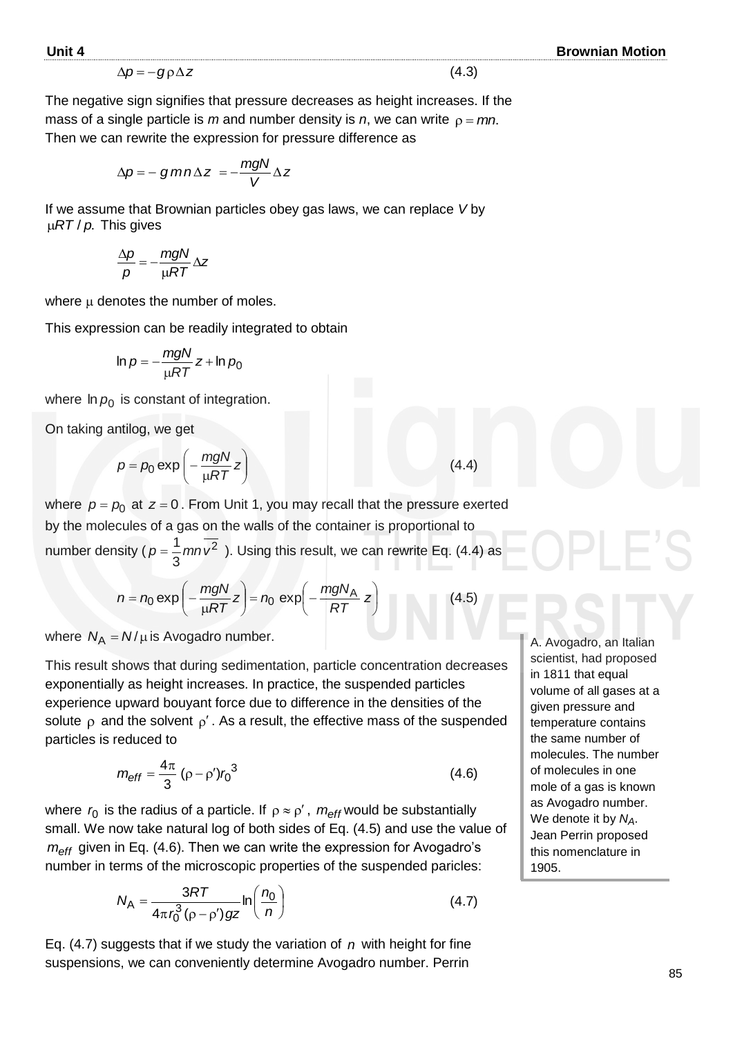$$\Delta p = -g\rho\Delta z \tag{4.3}$$

The negative sign signifies that pressure decreases as height increases. If the mass of a single particle is $m$ and number density is $n$, we can write $\rho = mn$. Then we can rewrite the expression for pressure difference as

$$\Delta p = -\, g\, m\, n\, \Delta z \;= -\frac{mgN}{V}\Delta z$$

If we assume that Brownian particles obey gas laws, we can replace $V$ by $\mu RT\,/\,p$. This gives

$$\frac{\Delta p}{p} = -\frac{mgN}{\mu RT}\Delta z$$

where $\mu$ denotes the number of moles.

This expression can be readily integrated to obtain

$$\ln p = -\frac{mgN}{\mu RT}z + \ln p_0$$

where $\ln p_0$ is constant of integration.

On taking antilog, we get

$$p = p_0 \exp\left(-\frac{mgN}{\mu RT}z\right) \tag{4.4}$$

where $p = p_0$ at $z = 0$. From Unit 1, you may recall that the pressure exerted by the molecules of a gas on the walls of the container is proportional to number density ($p = \frac{1}{3}mn\overline{v^2}$). Using this result, we can rewrite Eq. (4.4) as

$$n = n_0 \exp\left(-\frac{mgN}{\mu RT}z\right) = n_0 \exp\left(-\frac{mgN_A}{RT}\,z\right) \tag{4.5}$$

where $N_A = N/\mu$ is Avogadro number.

A. Avogadro, an Italian scientist, had proposed in 1811 that equal volume of all gases at a given pressure and temperature contains the same number of molecules. The number of molecules in one mole of a gas is known as Avogadro number. We denote it by $N_A$. Jean Perrin proposed this nomenclature in 1905.

This result shows that during sedimentation, particle concentration decreases exponentially as height increases. In practice, the suspended particles experience upward bouyant force due to difference in the densities of the solute $\rho$ and the solvent $\rho'$. As a result, the effective mass of the suspended particles is reduced to

$$m_{eff} = \frac{4\pi}{3}\,(\rho - \rho')r_0^{\,3} \tag{4.6}$$

where $r_0$ is the radius of a particle. If $\rho \approx \rho'$, $m_{eff}$ would be substantially small. We now take natural log of both sides of Eq. (4.5) and use the value of $m_{eff}$ given in Eq. (4.6). Then we can write the expression for Avogadro's number in terms of the microscopic properties of the suspended paricles:

$$N_A = \frac{3RT}{4\pi r_0^3(\rho - \rho')gz}\ln\left(\frac{n_0}{n}\right) \tag{4.7}$$

Eq. (4.7) suggests that if we study the variation of $n$ with height for fine suspensions, we can conveniently determine Avogadro number. Perrin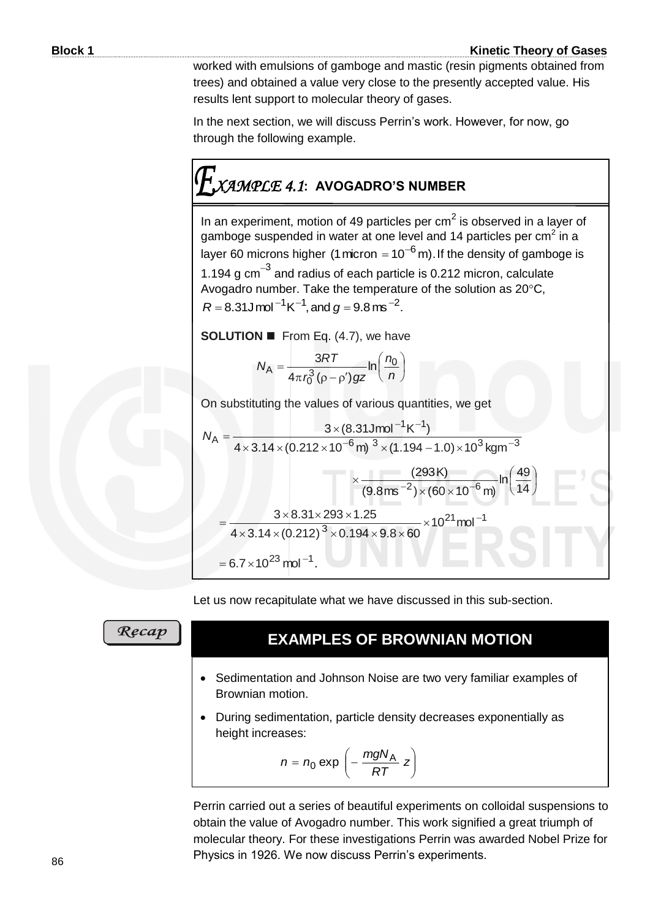worked with emulsions of gamboge and mastic (resin pigments obtained from trees) and obtained a value very close to the presently accepted value. His results lent support to molecular theory of gases.

In the next section, we will discuss Perrin's work. However, for now, go through the following example.

## *EXAMPLE 4.1*: AVOGADRO'S NUMBER

In an experiment, motion of 49 particles per $\text{cm}^2$ is observed in a layer of gamboge suspended in water at one level and 14 particles per $\text{cm}^2$ in a layer 60 microns higher $(1\,\text{micron} = 10^{-6}\,\text{m})$. If the density of gamboge is $1.194\ \text{g cm}^{-3}$ and radius of each particle is 0.212 micron, calculate Avogadro number. Take the temperature of the solution as 20°C, $R = 8.31\,\text{J mol}^{-1}\text{K}^{-1}$, and $g = 9.8\,\text{ms}^{-2}$.

**SOLUTION** ■ From Eq. (4.7), we have

$$N_A = \frac{3RT}{4\pi r_0^3(\rho - \rho')gz}\ln\left(\frac{n_0}{n}\right)$$

On substituting the values of various quantities, we get

$$N_A = \frac{3\times(8.31\,\text{Jmol}^{-1}\text{K}^{-1})}{4\times 3.14\times(0.212\times10^{-6}\,\text{m})^3\times(1.194-1.0)\times10^3\,\text{kgm}^{-3}} \times \frac{(293\,\text{K})}{(9.8\,\text{ms}^{-2})\times(60\times10^{-6}\,\text{m})}\ln\left(\frac{49}{14}\right)$$

$$= \frac{3\times 8.31\times 293\times 1.25}{4\times 3.14\times(0.212)^3\times 0.194\times 9.8\times 60}\times 10^{21}\,\text{mol}^{-1}$$

$$= 6.7\times 10^{23}\,\text{mol}^{-1}.$$

Let us now recapitulate what we have discussed in this sub-section.

*Recap*

### EXAMPLES OF BROWNIAN MOTION

- Sedimentation and Johnson Noise are two very familiar examples of Brownian motion.
- During sedimentation, particle density decreases exponentially as height increases:

$$n = n_0 \exp\left(-\frac{mgN_A}{RT}z\right)$$

Perrin carried out a series of beautiful experiments on colloidal suspensions to obtain the value of Avogadro number. This work signified a great triumph of molecular theory. For these investigations Perrin was awarded Nobel Prize for Physics in 1926. We now discuss Perrin's experiments.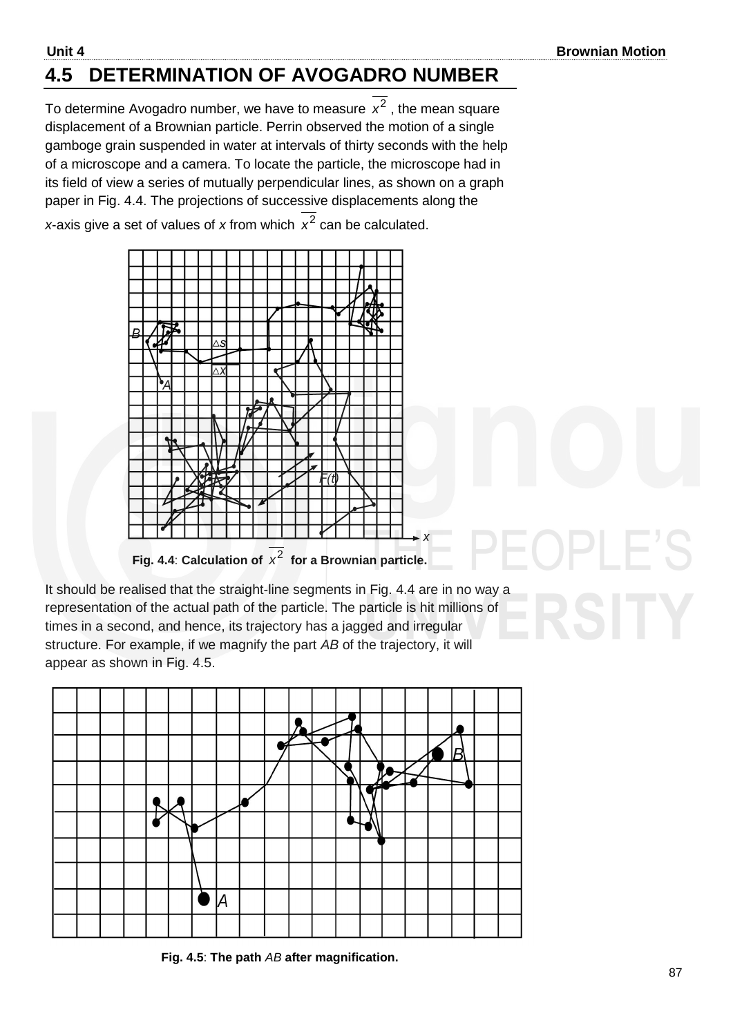## 4.5 DETERMINATION OF AVOGADRO NUMBER

To determine Avogadro number, we have to measure $\overline{x^2}$, the mean square displacement of a Brownian particle. Perrin observed the motion of a single gamboge grain suspended in water at intervals of thirty seconds with the help of a microscope and a camera. To locate the particle, the microscope had in its field of view a series of mutually perpendicular lines, as shown on a graph paper in Fig. 4.4. The projections of successive displacements along the *x*-axis give a set of values of *x* from which $\overline{x^2}$ can be calculated.

**Fig. 4.4**: **Calculation of $\overline{x^2}$ for a Brownian particle.**

It should be realised that the straight-line segments in Fig. 4.4 are in no way a representation of the actual path of the particle. The particle is hit millions of times in a second, and hence, its trajectory has a jagged and irregular structure. For example, if we magnify the part *AB* of the trajectory, it will appear as shown in Fig. 4.5.

**Fig. 4.5**: **The path *AB* after magnification.**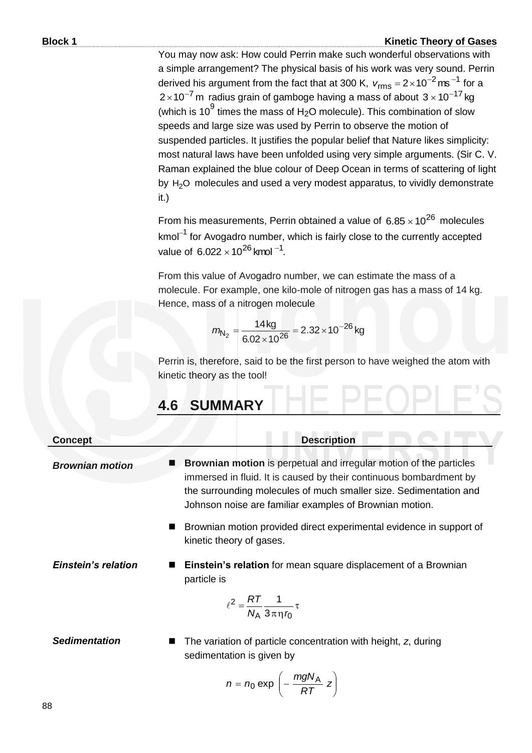You may now ask: How could Perrin make such wonderful observations with a simple arrangement? The physical basis of his work was very sound. Perrin derived his argument from the fact that at 300 K, $v_{rms} = 2 \times 10^{-2}\,\text{ms}^{-1}$ for a $2 \times 10^{-7}$ m radius grain of gamboge having a mass of about $3 \times 10^{-17}$ kg (which is $10^9$ times the mass of $H_2O$ molecule). This combination of slow speeds and large size was used by Perrin to observe the motion of suspended particles. It justifies the popular belief that Nature likes simplicity: most natural laws have been unfolded using very simple arguments. (Sir C. V. Raman explained the blue colour of Deep Ocean in terms of scattering of light by $H_2O$ molecules and used a very modest apparatus, to vividly demonstrate it.)

From his measurements, Perrin obtained a value of $6.85 \times 10^{26}$ molecules $\text{kmol}^{-1}$ for Avogadro number, which is fairly close to the currently accepted value of $6.022 \times 10^{26}\,\text{kmol}^{-1}$.

From this value of Avogadro number, we can estimate the mass of a molecule. For example, one kilo-mole of nitrogen gas has a mass of 14 kg. Hence, mass of a nitrogen molecule

$$m_{N_2} = \frac{14\,\text{kg}}{6.02 \times 10^{26}} = 2.32 \times 10^{-26}\,\text{kg}$$

Perrin is, therefore, said to be the first person to have weighed the atom with kinetic theory as the tool!

## 4.6 SUMMARY

| Concept | Description |
|---|---|
| *Brownian motion* | ■ **Brownian motion** is perpetual and irregular motion of the particles immersed in fluid. It is caused by their continuous bombardment by the surrounding molecules of much smaller size. Sedimentation and Johnson noise are familiar examples of Brownian motion. ■ Brownian motion provided direct experimental evidence in support of kinetic theory of gases. |
| *Einstein's relation* | ■ **Einstein's relation** for mean square displacement of a Brownian particle is $\ell^2 = \frac{RT}{N_A} \frac{1}{3\pi\eta r_0} \tau$ |
| *Sedimentation* | ■ The variation of particle concentration with height, $z$, during sedimentation is given by $n = n_0 \exp\left(-\frac{mgN_A}{RT} z\right)$ |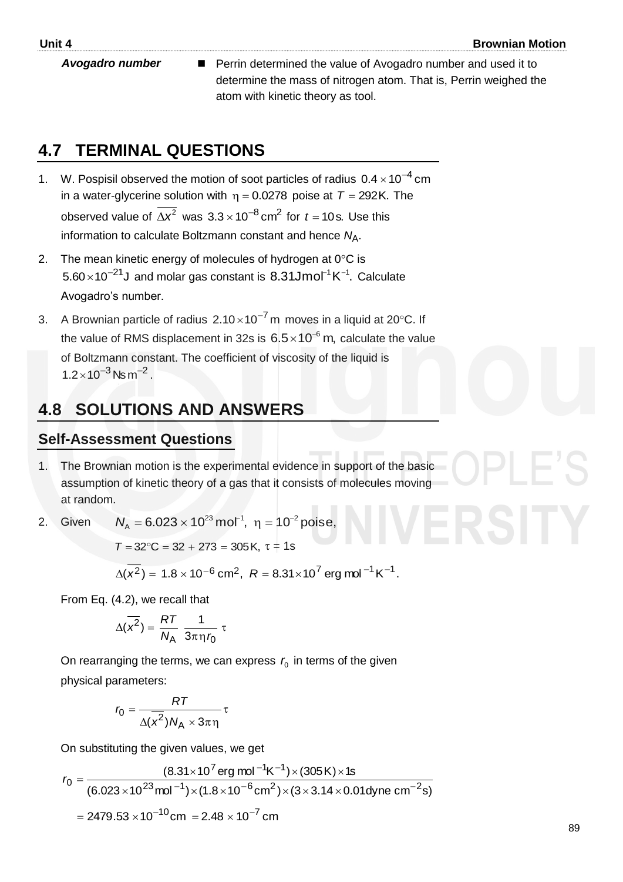| *Avogadro number* | Perrin determined the value of Avogadro number and used it to determine the mass of nitrogen atom. That is, Perrin weighed the atom with kinetic theory as tool. |
|---|---|

## 4.7 TERMINAL QUESTIONS

1. W. Pospisil observed the motion of soot particles of radius $0.4 \times 10^{-4}$ cm in a water-glycerine solution with $\eta = 0.0278$ poise at $T = 292$K. The observed value of $\overline{\Delta x^2}$ was $3.3 \times 10^{-8}\,\text{cm}^2$ for $t = 10$s. Use this information to calculate Boltzmann constant and hence $N_A$.

2. The mean kinetic energy of molecules of hydrogen at 0°C is $5.60 \times 10^{-21}$J and molar gas constant is $8.31\text{Jmol}^{-1}\text{K}^{-1}$. Calculate Avogadro's number.

3. A Brownian particle of radius $2.10 \times 10^{-7}$ m moves in a liquid at 20°C. If the value of RMS displacement in 32s is $6.5 \times 10^{-6}$ m, calculate the value of Boltzmann constant. The coefficient of viscosity of the liquid is $1.2 \times 10^{-3}\,\text{Ns}\,\text{m}^{-2}$.

## 4.8 SOLUTIONS AND ANSWERS

### Self-Assessment Questions

1. The Brownian motion is the experimental evidence in support of the basic assumption of kinetic theory of a gas that it consists of molecules moving at random.

2. Given
$$N_A = 6.023 \times 10^{23}\,\text{mol}^{-1},\ \eta = 10^{-2}\,\text{poise},$$
$$T = 32°\text{C} = 32 + 273 = 305\text{K},\ \tau = 1\text{s}$$
$$\Delta(\overline{x^2}) = 1.8 \times 10^{-6}\,\text{cm}^2,\ R = 8.31 \times 10^7\,\text{erg mol}^{-1}\text{K}^{-1}.$$

From Eq. (4.2), we recall that
$$\Delta(\overline{x^2}) = \frac{RT}{N_A}\,\frac{1}{3\pi\eta r_0}\,\tau$$

On rearranging the terms, we can express $r_0$ in terms of the given physical parameters:
$$r_0 = \frac{RT}{\Delta(\overline{x^2})N_A \times 3\pi\eta}\tau$$

On substituting the given values, we get
$$r_0 = \frac{(8.31 \times 10^7\,\text{erg mol}^{-1}\text{K}^{-1}) \times (305\,\text{K}) \times 1\text{s}}{(6.023 \times 10^{23}\,\text{mol}^{-1}) \times (1.8 \times 10^{-6}\,\text{cm}^2) \times (3 \times 3.14 \times 0.01\text{dyne cm}^{-2}\text{s})}$$
$$= 2479.53 \times 10^{-10}\,\text{cm} = 2.48 \times 10^{-7}\,\text{cm}$$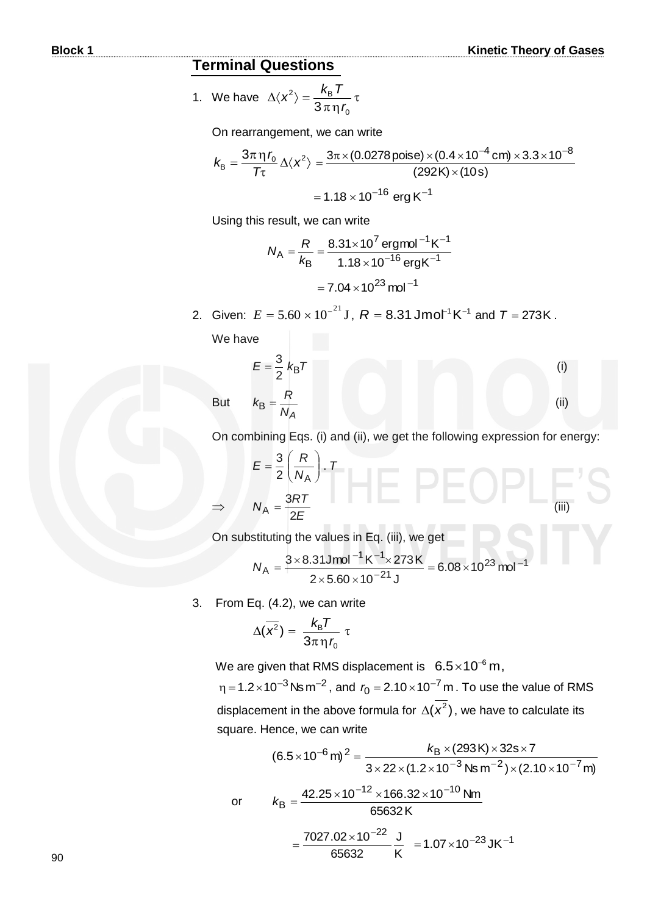## Terminal Questions

1. We have $\Delta\langle x^2\rangle = \dfrac{k_B T}{3\pi\eta r_0}\tau$

   On rearrangement, we can write

$$k_B = \frac{3\pi\eta r_0}{T\tau}\Delta\langle x^2\rangle = \frac{3\pi \times (0.0278\,\text{poise}) \times (0.4 \times 10^{-4}\,\text{cm}) \times 3.3 \times 10^{-8}}{(292\,\text{K}) \times (10\,\text{s})}$$

$$= 1.18 \times 10^{-16}\ \text{erg}\,\text{K}^{-1}$$

   Using this result, we can write

$$N_A = \frac{R}{k_B} = \frac{8.31 \times 10^{7}\,\text{erg}\,\text{mol}^{-1}\text{K}^{-1}}{1.18 \times 10^{-16}\,\text{erg}\text{K}^{-1}}$$

$$= 7.04 \times 10^{23}\,\text{mol}^{-1}$$

2. Given: $E = 5.60 \times 10^{-21}\,\text{J}$, $R = 8.31\,\text{Jmol}^{-1}\text{K}^{-1}$ and $T = 273\,\text{K}$.

   We have

$$E = \frac{3}{2}k_B T \qquad \text{(i)}$$

   But

$$k_B = \frac{R}{N_A} \qquad \text{(ii)}$$

   On combining Eqs. (i) and (ii), we get the following expression for energy:

$$E = \frac{3}{2}\left(\frac{R}{N_A}\right).T$$

$$\Rightarrow \qquad N_A = \frac{3RT}{2E} \qquad \text{(iii)}$$

   On substituting the values in Eq. (iii), we get

$$N_A = \frac{3 \times 8.31\text{Jmol}^{-1}\text{K}^{-1} \times 273\,\text{K}}{2 \times 5.60 \times 10^{-21}\,\text{J}} = 6.08 \times 10^{23}\,\text{mol}^{-1}$$

3. From Eq. (4.2), we can write

$$\Delta(\overline{x^2}) = \frac{k_B T}{3\pi\eta r_0}\tau$$

   We are given that RMS displacement is $6.5 \times 10^{-6}\,\text{m}$, $\eta = 1.2 \times 10^{-3}\,\text{Ns}\,\text{m}^{-2}$, and $r_0 = 2.10 \times 10^{-7}\,\text{m}$. To use the value of RMS displacement in the above formula for $\Delta(\overline{x^2})$, we have to calculate its square. Hence, we can write

$$(6.5 \times 10^{-6}\,\text{m})^2 = \frac{k_B \times (293\,\text{K}) \times 32\text{s} \times 7}{3 \times 22 \times (1.2 \times 10^{-3}\,\text{Ns}\,\text{m}^{-2}) \times (2.10 \times 10^{-7}\text{m})}$$

   or

$$k_B = \frac{42.25 \times 10^{-12} \times 166.32 \times 10^{-10}\,\text{Nm}}{65632\,\text{K}}$$

$$= \frac{7027.02 \times 10^{-22}}{65632}\frac{\text{J}}{\text{K}} = 1.07 \times 10^{-23}\,\text{JK}^{-1}$$